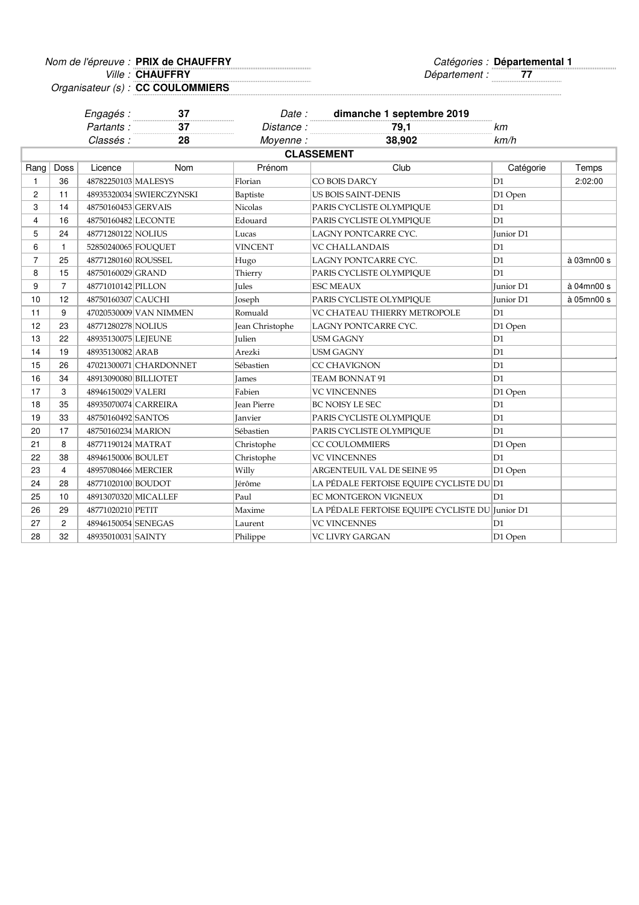*Nom de l'épreuve :* **PRIX de CHAUFFRY**
*Ville :* **CHAUFFRY**
*Organisateur (s) :* **CC COULOMMIERS**

*Catégories :* **Départemental 1**
*Département :* **77**

*Engagés :* **37** *Date :* **dimanche 1 septembre 2019**
*Partants :* **37** *Distance :* **79,1** *km*
*Classés :* **28** *Moyenne :* **38,902** *km/h*

**CLASSEMENT**

| Rang | Doss | Licence | Nom | Prénom | Club | Catégorie | Temps |
|---|---|---|---|---|---|---|---|
| 1 | 36 | 48782250103 | MALESYS | Florian | CO BOIS DARCY | D1 | 2:02:00 |
| 2 | 11 | 48935320034 | SWIERCZYNSKI | Baptiste | US BOIS SAINT-DENIS | D1 Open | |
| 3 | 14 | 48750160453 | GERVAIS | Nicolas | PARIS CYCLISTE OLYMPIQUE | D1 | |
| 4 | 16 | 48750160482 | LECONTE | Edouard | PARIS CYCLISTE OLYMPIQUE | D1 | |
| 5 | 24 | 48771280122 | NOLIUS | Lucas | LAGNY PONTCARRE CYC. | Junior D1 | |
| 6 | 1 | 52850240065 | FOUQUET | VINCENT | VC CHALLANDAIS | D1 | |
| 7 | 25 | 48771280160 | ROUSSEL | Hugo | LAGNY PONTCARRE CYC. | D1 | à 03mn00 s |
| 8 | 15 | 48750160029 | GRAND | Thierry | PARIS CYCLISTE OLYMPIQUE | D1 | |
| 9 | 7 | 48771010142 | PILLON | Jules | ESC MEAUX | Junior D1 | à 04mn00 s |
| 10 | 12 | 48750160307 | CAUCHI | Joseph | PARIS CYCLISTE OLYMPIQUE | Junior D1 | à 05mn00 s |
| 11 | 9 | 47020530009 | VAN NIMMEN | Romuald | VC CHATEAU THIERRY METROPOLE | D1 | |
| 12 | 23 | 48771280278 | NOLIUS | Jean Christophe | LAGNY PONTCARRE CYC. | D1 Open | |
| 13 | 22 | 48935130075 | LEJEUNE | Julien | USM GAGNY | D1 | |
| 14 | 19 | 48935130082 | ARAB | Arezki | USM GAGNY | D1 | |
| 15 | 26 | 47021300071 | CHARDONNET | Sébastien | CC CHAVIGNON | D1 | |
| 16 | 34 | 48913090080 | BILLIOTET | James | TEAM BONNAT 91 | D1 | |
| 17 | 3 | 48946150029 | VALERI | Fabien | VC VINCENNES | D1 Open | |
| 18 | 35 | 48935070074 | CARREIRA | Jean Pierre | BC NOISY LE SEC | D1 | |
| 19 | 33 | 48750160492 | SANTOS | Janvier | PARIS CYCLISTE OLYMPIQUE | D1 | |
| 20 | 17 | 48750160234 | MARION | Sébastien | PARIS CYCLISTE OLYMPIQUE | D1 | |
| 21 | 8 | 48771190124 | MATRAT | Christophe | CC COULOMMIERS | D1 Open | |
| 22 | 38 | 48946150006 | BOULET | Christophe | VC VINCENNES | D1 | |
| 23 | 4 | 48957080466 | MERCIER | Willy | ARGENTEUIL VAL DE SEINE 95 | D1 Open | |
| 24 | 28 | 48771020100 | BOUDOT | Jérôme | LA PÉDALE FERTOISE EQUIPE CYCLISTE DU | D1 | |
| 25 | 10 | 48913070320 | MICALLEF | Paul | EC MONTGERON VIGNEUX | D1 | |
| 26 | 29 | 48771020210 | PETIT | Maxime | LA PÉDALE FERTOISE EQUIPE CYCLISTE DU | Junior D1 | |
| 27 | 2 | 48946150054 | SENEGAS | Laurent | VC VINCENNES | D1 | |
| 28 | 32 | 48935010031 | SAINTY | Philippe | VC LIVRY GARGAN | D1 Open | |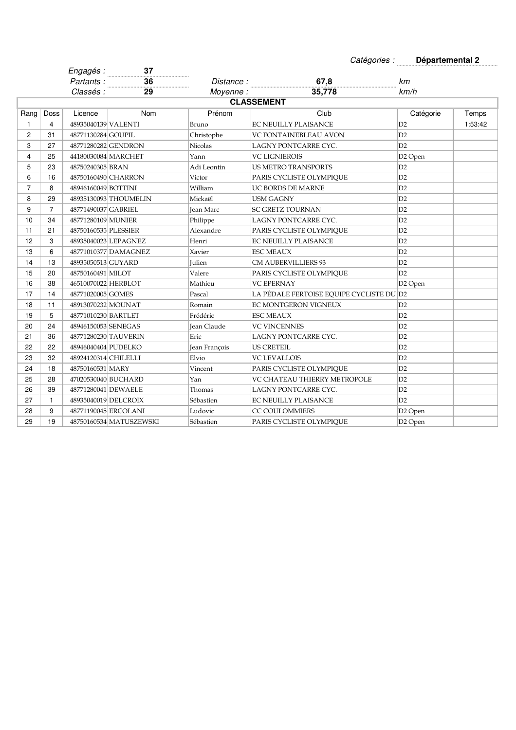Catégories : **Départemental 2**

| | | | | | |
|---|---|---|---|---|---|
| *Engagés :* | **37** | | | | |
| *Partants :* | **36** | *Distance :* | **67,8** | *km* | |
| *Classés :* | **29** | *Moyenne :* | **35,778** | *km/h* | |

## CLASSEMENT

| Rang | Doss | Licence | Nom | Prénom | Club | Catégorie | Temps |
|---|---|---|---|---|---|---|---|
| 1 | 4 | 48935040139 | VALENTI | Bruno | EC NEUILLY PLAISANCE | D2 | 1:53:42 |
| 2 | 31 | 48771130284 | GOUPIL | Christophe | VC FONTAINEBLEAU AVON | D2 | |
| 3 | 27 | 48771280282 | GENDRON | Nicolas | LAGNY PONTCARRE CYC. | D2 | |
| 4 | 25 | 44180030084 | MARCHET | Yann | VC LIGNIEROIS | D2 Open | |
| 5 | 23 | 48750240305 | BRAN | Adi Leontin | US METRO TRANSPORTS | D2 | |
| 6 | 16 | 48750160490 | CHARRON | Victor | PARIS CYCLISTE OLYMPIQUE | D2 | |
| 7 | 8 | 48946160049 | BOTTINI | William | UC BORDS DE MARNE | D2 | |
| 8 | 29 | 48935130093 | THOUMELIN | Mickaël | USM GAGNY | D2 | |
| 9 | 7 | 48771490037 | GABRIEL | Jean Marc | SC GRETZ TOURNAN | D2 | |
| 10 | 34 | 48771280109 | MUNIER | Philippe | LAGNY PONTCARRE CYC. | D2 | |
| 11 | 21 | 48750160535 | PLESSIER | Alexandre | PARIS CYCLISTE OLYMPIQUE | D2 | |
| 12 | 3 | 48935040023 | LEPAGNEZ | Henri | EC NEUILLY PLAISANCE | D2 | |
| 13 | 6 | 48771010377 | DAMAGNEZ | Xavier | ESC MEAUX | D2 | |
| 14 | 13 | 48935050513 | GUYARD | Julien | CM AUBERVILLIERS 93 | D2 | |
| 15 | 20 | 48750160491 | MILOT | Valere | PARIS CYCLISTE OLYMPIQUE | D2 | |
| 16 | 38 | 46510070022 | HERBLOT | Mathieu | VC EPERNAY | D2 Open | |
| 17 | 14 | 48771020005 | GOMES | Pascal | LA PÉDALE FERTOISE EQUIPE CYCLISTE DU | D2 | |
| 18 | 11 | 48913070232 | MOUNAT | Romain | EC MONTGERON VIGNEUX | D2 | |
| 19 | 5 | 48771010230 | BARTLET | Frédéric | ESC MEAUX | D2 | |
| 20 | 24 | 48946150053 | SENEGAS | Jean Claude | VC VINCENNES | D2 | |
| 21 | 36 | 48771280230 | TAUVERIN | Eric | LAGNY PONTCARRE CYC. | D2 | |
| 22 | 22 | 48946040404 | PUDELKO | Jean François | US CRETEIL | D2 | |
| 23 | 32 | 48924120314 | CHILELLI | Elvio | VC LEVALLOIS | D2 | |
| 24 | 18 | 48750160531 | MARY | Vincent | PARIS CYCLISTE OLYMPIQUE | D2 | |
| 25 | 28 | 47020530040 | BUCHARD | Yan | VC CHATEAU THIERRY METROPOLE | D2 | |
| 26 | 39 | 48771280041 | DEWAELE | Thomas | LAGNY PONTCARRE CYC. | D2 | |
| 27 | 1 | 48935040019 | DELCROIX | Sébastien | EC NEUILLY PLAISANCE | D2 | |
| 28 | 9 | 48771190045 | ERCOLANI | Ludovic | CC COULOMMIERS | D2 Open | |
| 29 | 19 | 48750160534 | MATUSZEWSKI | Sébastien | PARIS CYCLISTE OLYMPIQUE | D2 Open | |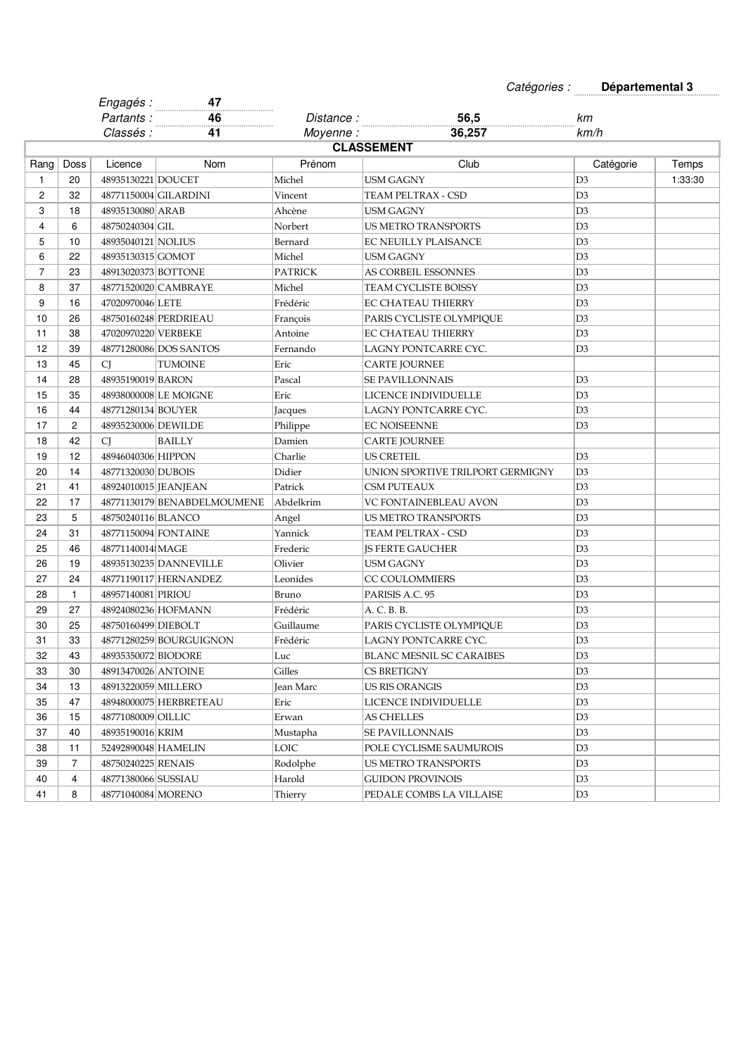*Catégories :* **Départemental 3**

| | | | | | |
|---|---|---|---|---|---|
| *Engagés :* | **47** | | | | |
| *Partants :* | **46** | *Distance :* | **56,5** | *km* | |
| *Classés :* | **41** | *Moyenne :* | **36,257** | *km/h* | |

**CLASSEMENT**

| Rang | Doss | Licence | Nom | Prénom | Club | Catégorie | Temps |
|---|---|---|---|---|---|---|---|
| 1 | 20 | 48935130221 | DOUCET | Michel | USM GAGNY | D3 | 1:33:30 |
| 2 | 32 | 48771150004 | GILARDINI | Vincent | TEAM PELTRAX - CSD | D3 | |
| 3 | 18 | 48935130080 | ARAB | Ahcène | USM GAGNY | D3 | |
| 4 | 6 | 48750240304 | GIL | Norbert | US METRO TRANSPORTS | D3 | |
| 5 | 10 | 48935040121 | NOLIUS | Bernard | EC NEUILLY PLAISANCE | D3 | |
| 6 | 22 | 48935130315 | GOMOT | Michel | USM GAGNY | D3 | |
| 7 | 23 | 48913020373 | BOTTONE | PATRICK | AS CORBEIL ESSONNES | D3 | |
| 8 | 37 | 48771520020 | CAMBRAYE | Michel | TEAM CYCLISTE BOISSY | D3 | |
| 9 | 16 | 47020970046 | LETE | Frédéric | EC CHATEAU THIERRY | D3 | |
| 10 | 26 | 48750160248 | PERDRIEAU | François | PARIS CYCLISTE OLYMPIQUE | D3 | |
| 11 | 38 | 47020970220 | VERBEKE | Antoine | EC CHATEAU THIERRY | D3 | |
| 12 | 39 | 48771280086 | DOS SANTOS | Fernando | LAGNY PONTCARRE CYC. | D3 | |
| 13 | 45 | CJ | TUMOINE | Eric | CARTE JOURNEE | | |
| 14 | 28 | 48935190019 | BARON | Pascal | SE PAVILLONNAIS | D3 | |
| 15 | 35 | 48938000008 | LE MOIGNE | Eric | LICENCE INDIVIDUELLE | D3 | |
| 16 | 44 | 48771280134 | BOUYER | Jacques | LAGNY PONTCARRE CYC. | D3 | |
| 17 | 2 | 48935230006 | DEWILDE | Philippe | EC NOISEENNE | D3 | |
| 18 | 42 | CJ | BAILLY | Damien | CARTE JOURNEE | | |
| 19 | 12 | 48946040306 | HIPPON | Charlie | US CRETEIL | D3 | |
| 20 | 14 | 48771320030 | DUBOIS | Didier | UNION SPORTIVE TRILPORT GERMIGNY | D3 | |
| 21 | 41 | 48924010015 | JEANJEAN | Patrick | CSM PUTEAUX | D3 | |
| 22 | 17 | 48771130179 | BENABDELMOUMENE | Abdelkrim | VC FONTAINEBLEAU AVON | D3 | |
| 23 | 5 | 48750240116 | BLANCO | Angel | US METRO TRANSPORTS | D3 | |
| 24 | 31 | 48771150094 | FONTAINE | Yannick | TEAM PELTRAX - CSD | D3 | |
| 25 | 46 | 48771140014 | MAGE | Frederic | JS FERTE GAUCHER | D3 | |
| 26 | 19 | 48935130235 | DANNEVILLE | Olivier | USM GAGNY | D3 | |
| 27 | 24 | 48771190117 | HERNANDEZ | Leonides | CC COULOMMIERS | D3 | |
| 28 | 1 | 48957140081 | PIRIOU | Bruno | PARISIS A.C. 95 | D3 | |
| 29 | 27 | 48924080236 | HOFMANN | Frédéric | A. C. B. B. | D3 | |
| 30 | 25 | 48750160499 | DIEBOLT | Guillaume | PARIS CYCLISTE OLYMPIQUE | D3 | |
| 31 | 33 | 48771280259 | BOURGUIGNON | Frédéric | LAGNY PONTCARRE CYC. | D3 | |
| 32 | 43 | 48935350072 | BIODORE | Luc | BLANC MESNIL SC CARAIBES | D3 | |
| 33 | 30 | 48913470026 | ANTOINE | Gilles | CS BRETIGNY | D3 | |
| 34 | 13 | 48913220059 | MILLERO | Jean Marc | US RIS ORANGIS | D3 | |
| 35 | 47 | 48948000075 | HERBRETEAU | Eric | LICENCE INDIVIDUELLE | D3 | |
| 36 | 15 | 48771080009 | OILLIC | Erwan | AS CHELLES | D3 | |
| 37 | 40 | 48935190016 | KRIM | Mustapha | SE PAVILLONNAIS | D3 | |
| 38 | 11 | 52492890048 | HAMELIN | LOIC | POLE CYCLISME SAUMUROIS | D3 | |
| 39 | 7 | 48750240225 | RENAIS | Rodolphe | US METRO TRANSPORTS | D3 | |
| 40 | 4 | 48771380066 | SUSSIAU | Harold | GUIDON PROVINOIS | D3 | |
| 41 | 8 | 48771040084 | MORENO | Thierry | PEDALE COMBS LA VILLAISE | D3 | |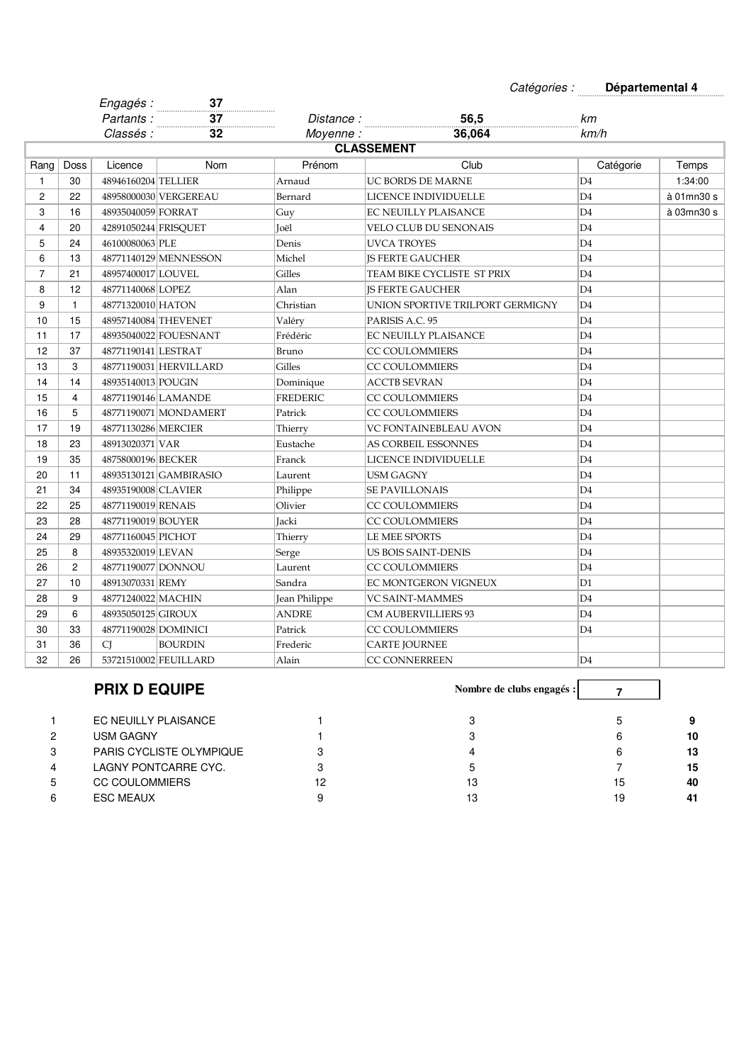*Catégories :* **Départemental 4**

| | | | | | |
|---|---|---|---|---|---|
| *Engagés :* | **37** | | | | |
| *Partants :* | **37** | *Distance :* | **56,5** | *km* | |
| *Classés :* | **32** | *Moyenne :* | **36,064** | *km/h* | |

**CLASSEMENT**

| Rang | Doss | Licence | Nom | Prénom | Club | Catégorie | Temps |
|---|---|---|---|---|---|---|---|
| 1 | 30 | 48946160204 | TELLIER | Arnaud | UC BORDS DE MARNE | D4 | 1:34:00 |
| 2 | 22 | 48958000030 | VERGEREAU | Bernard | LICENCE INDIVIDUELLE | D4 | à 01mn30 s |
| 3 | 16 | 48935040059 | FORRAT | Guy | EC NEUILLY PLAISANCE | D4 | à 03mn30 s |
| 4 | 20 | 42891050244 | FRISQUET | Joël | VELO CLUB DU SENONAIS | D4 | |
| 5 | 24 | 46100080063 | PLE | Denis | UVCA TROYES | D4 | |
| 6 | 13 | 48771140129 | MENNESSON | Michel | JS FERTE GAUCHER | D4 | |
| 7 | 21 | 48957400017 | LOUVEL | Gilles | TEAM BIKE CYCLISTE ST PRIX | D4 | |
| 8 | 12 | 48771140068 | LOPEZ | Alan | JS FERTE GAUCHER | D4 | |
| 9 | 1 | 48771320010 | HATON | Christian | UNION SPORTIVE TRILPORT GERMIGNY | D4 | |
| 10 | 15 | 48957140084 | THEVENET | Valéry | PARISIS A.C. 95 | D4 | |
| 11 | 17 | 48935040022 | FOUESNANT | Frédéric | EC NEUILLY PLAISANCE | D4 | |
| 12 | 37 | 48771190141 | LESTRAT | Bruno | CC COULOMMIERS | D4 | |
| 13 | 3 | 48771190031 | HERVILLARD | Gilles | CC COULOMMIERS | D4 | |
| 14 | 14 | 48935140013 | POUGIN | Dominique | ACCTB SEVRAN | D4 | |
| 15 | 4 | 48771190146 | LAMANDE | FREDERIC | CC COULOMMIERS | D4 | |
| 16 | 5 | 48771190071 | MONDAMERT | Patrick | CC COULOMMIERS | D4 | |
| 17 | 19 | 48771130286 | MERCIER | Thierry | VC FONTAINEBLEAU AVON | D4 | |
| 18 | 23 | 48913020371 | VAR | Eustache | AS CORBEIL ESSONNES | D4 | |
| 19 | 35 | 48758000196 | BECKER | Franck | LICENCE INDIVIDUELLE | D4 | |
| 20 | 11 | 48935130121 | GAMBIRASIO | Laurent | USM GAGNY | D4 | |
| 21 | 34 | 48935190008 | CLAVIER | Philippe | SE PAVILLONAIS | D4 | |
| 22 | 25 | 48771190019 | RENAIS | Olivier | CC COULOMMIERS | D4 | |
| 23 | 28 | 48771190019 | BOUYER | Jacki | CC COULOMMIERS | D4 | |
| 24 | 29 | 48771160045 | PICHOT | Thierry | LE MEE SPORTS | D4 | |
| 25 | 8 | 48935320019 | LEVAN | Serge | US BOIS SAINT-DENIS | D4 | |
| 26 | 2 | 48771190077 | DONNOU | Laurent | CC COULOMMIERS | D4 | |
| 27 | 10 | 48913070331 | REMY | Sandra | EC MONTGERON VIGNEUX | D1 | |
| 28 | 9 | 48771240022 | MACHIN | Jean Philippe | VC SAINT-MAMMES | D4 | |
| 29 | 6 | 48935050125 | GIROUX | ANDRE | CM AUBERVILLIERS 93 | D4 | |
| 30 | 33 | 48771190028 | DOMINICI | Patrick | CC COULOMMIERS | D4 | |
| 31 | 36 | CJ | BOURDIN | Frederic | CARTE JOURNEE | | |
| 32 | 26 | 53721510002 | FEUILLARD | Alain | CC CONNERREEN | D4 | |

## PRIX D EQUIPE

**Nombre de clubs engagés :** 7

| | | | | | |
|---|---|---|---|---|---|
| 1 | EC NEUILLY PLAISANCE | 1 | 3 | 5 | **9** |
| 2 | USM GAGNY | 1 | 3 | 6 | **10** |
| 3 | PARIS CYCLISTE OLYMPIQUE | 3 | 4 | 6 | **13** |
| 4 | LAGNY PONTCARRE CYC. | 3 | 5 | 7 | **15** |
| 5 | CC COULOMMIERS | 12 | 13 | 15 | **40** |
| 6 | ESC MEAUX | 9 | 13 | 19 | **41** |